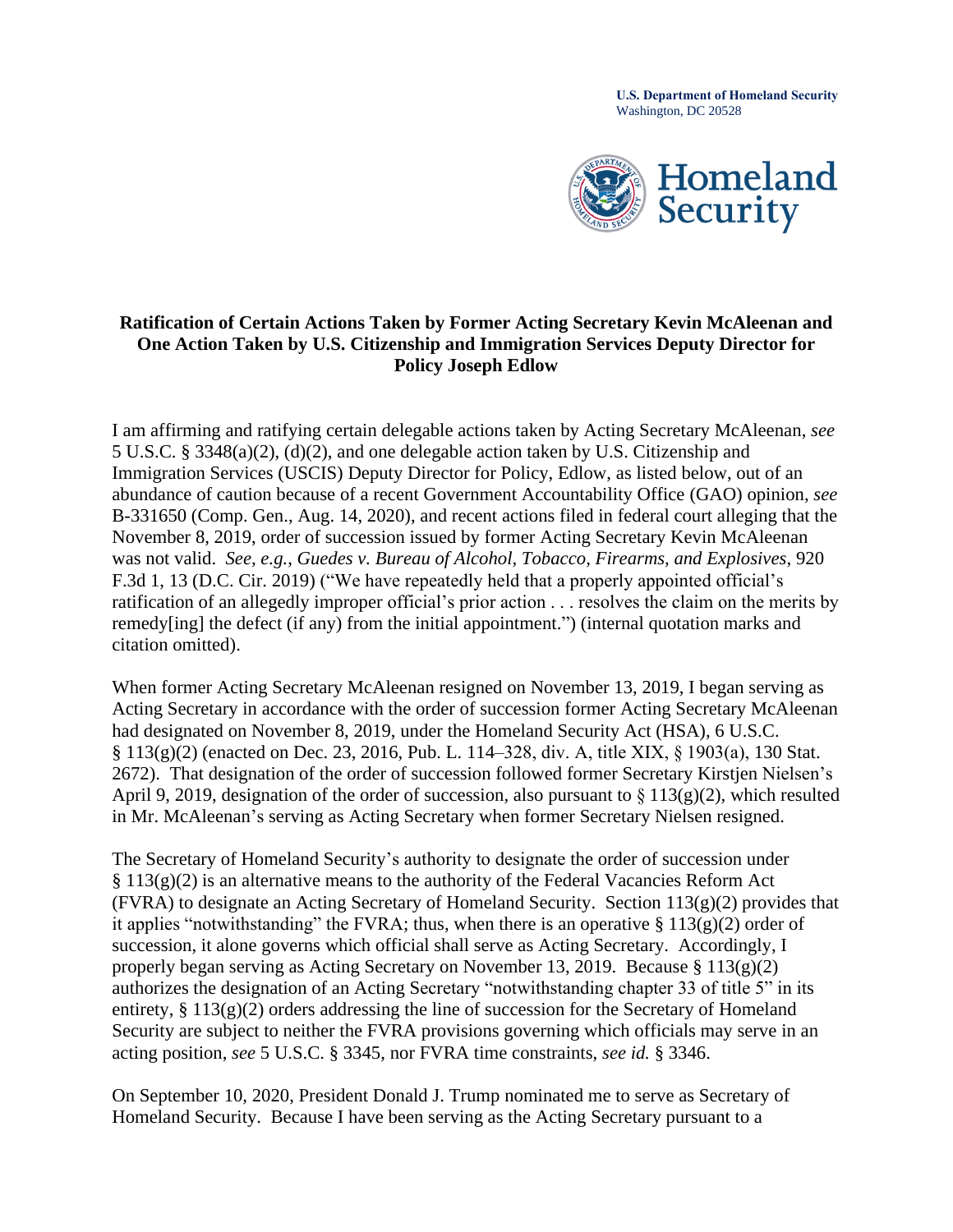**U.S. Department of Homeland Security**
Washington, DC 20528

**Ratification of Certain Actions Taken by Former Acting Secretary Kevin McAleenan and One Action Taken by U.S. Citizenship and Immigration Services Deputy Director for Policy Joseph Edlow**

I am affirming and ratifying certain delegable actions taken by Acting Secretary McAleenan, *see* 5 U.S.C. § 3348(a)(2), (d)(2), and one delegable action taken by U.S. Citizenship and Immigration Services (USCIS) Deputy Director for Policy, Edlow, as listed below, out of an abundance of caution because of a recent Government Accountability Office (GAO) opinion, *see* B-331650 (Comp. Gen., Aug. 14, 2020), and recent actions filed in federal court alleging that the November 8, 2019, order of succession issued by former Acting Secretary Kevin McAleenan was not valid. *See, e.g.*, *Guedes v. Bureau of Alcohol, Tobacco, Firearms, and Explosives*, 920 F.3d 1, 13 (D.C. Cir. 2019) ("We have repeatedly held that a properly appointed official's ratification of an allegedly improper official's prior action . . . resolves the claim on the merits by remedy[ing] the defect (if any) from the initial appointment.") (internal quotation marks and citation omitted).

When former Acting Secretary McAleenan resigned on November 13, 2019, I began serving as Acting Secretary in accordance with the order of succession former Acting Secretary McAleenan had designated on November 8, 2019, under the Homeland Security Act (HSA), 6 U.S.C. § 113(g)(2) (enacted on Dec. 23, 2016, Pub. L. 114–328, div. A, title XIX, § 1903(a), 130 Stat. 2672). That designation of the order of succession followed former Secretary Kirstjen Nielsen's April 9, 2019, designation of the order of succession, also pursuant to § 113(g)(2), which resulted in Mr. McAleenan's serving as Acting Secretary when former Secretary Nielsen resigned.

The Secretary of Homeland Security's authority to designate the order of succession under § 113(g)(2) is an alternative means to the authority of the Federal Vacancies Reform Act (FVRA) to designate an Acting Secretary of Homeland Security. Section 113(g)(2) provides that it applies "notwithstanding" the FVRA; thus, when there is an operative § 113(g)(2) order of succession, it alone governs which official shall serve as Acting Secretary. Accordingly, I properly began serving as Acting Secretary on November 13, 2019. Because § 113(g)(2) authorizes the designation of an Acting Secretary "notwithstanding chapter 33 of title 5" in its entirety, § 113(g)(2) orders addressing the line of succession for the Secretary of Homeland Security are subject to neither the FVRA provisions governing which officials may serve in an acting position, *see* 5 U.S.C. § 3345, nor FVRA time constraints, *see id.* § 3346.

On September 10, 2020, President Donald J. Trump nominated me to serve as Secretary of Homeland Security. Because I have been serving as the Acting Secretary pursuant to a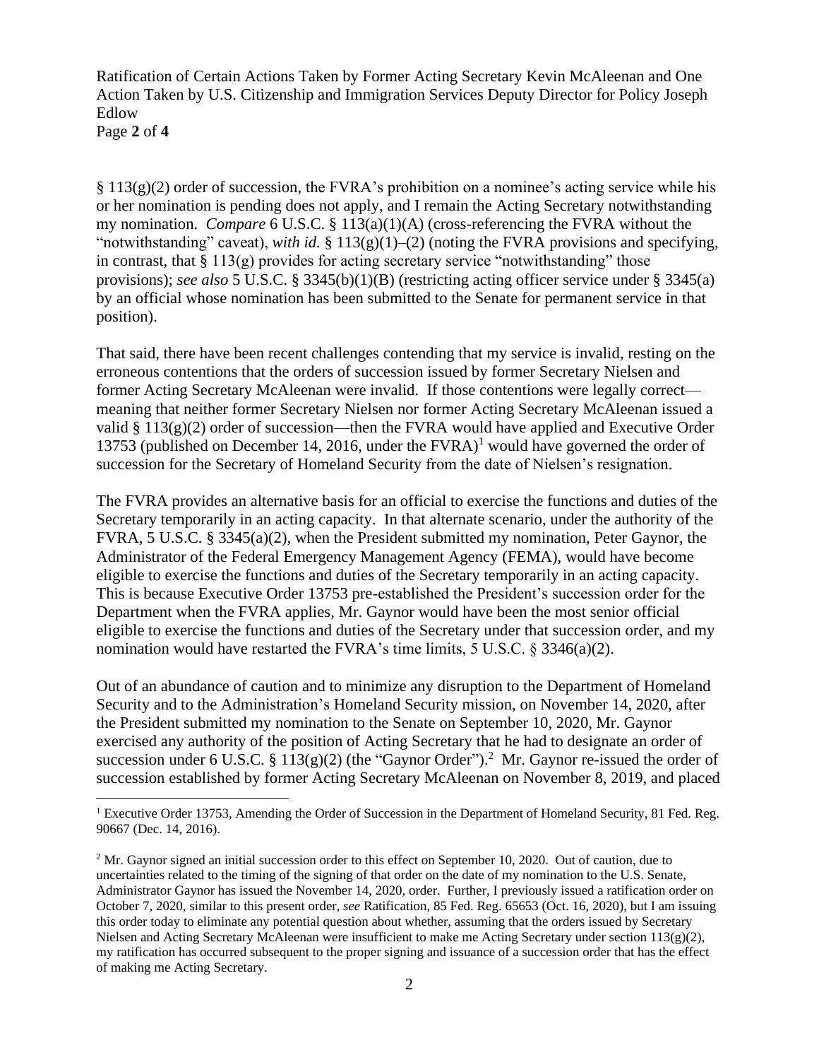§ 113(g)(2) order of succession, the FVRA's prohibition on a nominee's acting service while his or her nomination is pending does not apply, and I remain the Acting Secretary notwithstanding my nomination. *Compare* 6 U.S.C. § 113(a)(1)(A) (cross-referencing the FVRA without the "notwithstanding" caveat), *with id.* § 113(g)(1)–(2) (noting the FVRA provisions and specifying, in contrast, that § 113(g) provides for acting secretary service "notwithstanding" those provisions); *see also* 5 U.S.C. § 3345(b)(1)(B) (restricting acting officer service under § 3345(a) by an official whose nomination has been submitted to the Senate for permanent service in that position).

That said, there have been recent challenges contending that my service is invalid, resting on the erroneous contentions that the orders of succession issued by former Secretary Nielsen and former Acting Secretary McAleenan were invalid. If those contentions were legally correct—meaning that neither former Secretary Nielsen nor former Acting Secretary McAleenan issued a valid § 113(g)(2) order of succession—then the FVRA would have applied and Executive Order 13753 (published on December 14, 2016, under the FVRA)[1] would have governed the order of succession for the Secretary of Homeland Security from the date of Nielsen's resignation.

The FVRA provides an alternative basis for an official to exercise the functions and duties of the Secretary temporarily in an acting capacity. In that alternate scenario, under the authority of the FVRA, 5 U.S.C. § 3345(a)(2), when the President submitted my nomination, Peter Gaynor, the Administrator of the Federal Emergency Management Agency (FEMA), would have become eligible to exercise the functions and duties of the Secretary temporarily in an acting capacity. This is because Executive Order 13753 pre-established the President's succession order for the Department when the FVRA applies, Mr. Gaynor would have been the most senior official eligible to exercise the functions and duties of the Secretary under that succession order, and my nomination would have restarted the FVRA's time limits, 5 U.S.C. § 3346(a)(2).

Out of an abundance of caution and to minimize any disruption to the Department of Homeland Security and to the Administration's Homeland Security mission, on November 14, 2020, after the President submitted my nomination to the Senate on September 10, 2020, Mr. Gaynor exercised any authority of the position of Acting Secretary that he had to designate an order of succession under 6 U.S.C. § 113(g)(2) (the "Gaynor Order").[2] Mr. Gaynor re-issued the order of succession established by former Acting Secretary McAleenan on November 8, 2019, and placed

[1] Executive Order 13753, Amending the Order of Succession in the Department of Homeland Security, 81 Fed. Reg. 90667 (Dec. 14, 2016).

[2] Mr. Gaynor signed an initial succession order to this effect on September 10, 2020. Out of caution, due to uncertainties related to the timing of the signing of that order on the date of my nomination to the U.S. Senate, Administrator Gaynor has issued the November 14, 2020, order. Further, I previously issued a ratification order on October 7, 2020, similar to this present order, *see* Ratification, 85 Fed. Reg. 65653 (Oct. 16, 2020), but I am issuing this order today to eliminate any potential question about whether, assuming that the orders issued by Secretary Nielsen and Acting Secretary McAleenan were insufficient to make me Acting Secretary under section 113(g)(2), my ratification has occurred subsequent to the proper signing and issuance of a succession order that has the effect of making me Acting Secretary.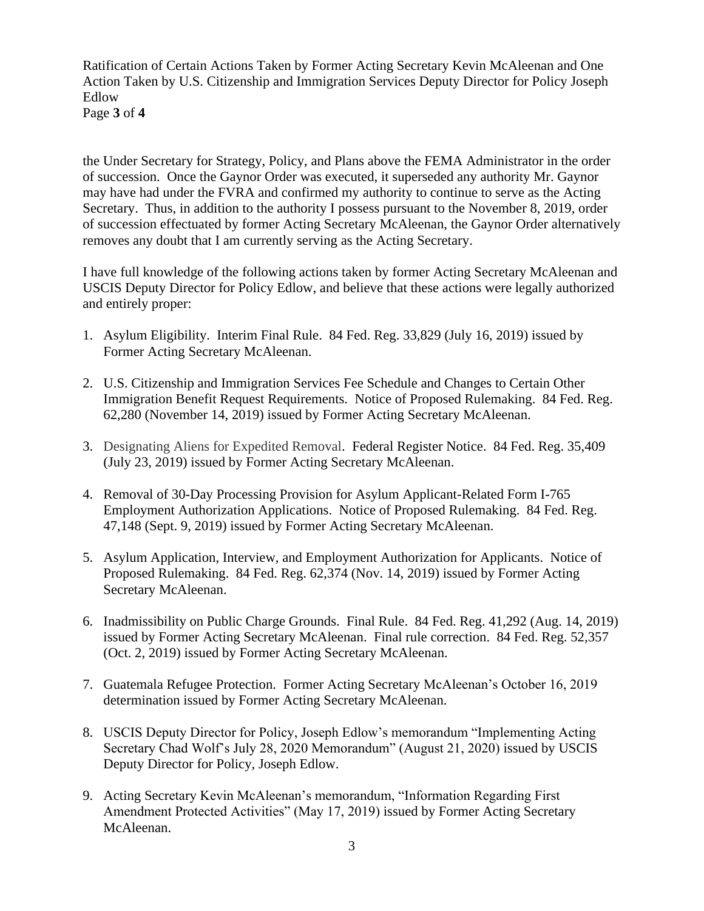the Under Secretary for Strategy, Policy, and Plans above the FEMA Administrator in the order of succession. Once the Gaynor Order was executed, it superseded any authority Mr. Gaynor may have had under the FVRA and confirmed my authority to continue to serve as the Acting Secretary. Thus, in addition to the authority I possess pursuant to the November 8, 2019, order of succession effectuated by former Acting Secretary McAleenan, the Gaynor Order alternatively removes any doubt that I am currently serving as the Acting Secretary.

I have full knowledge of the following actions taken by former Acting Secretary McAleenan and USCIS Deputy Director for Policy Edlow, and believe that these actions were legally authorized and entirely proper:

1. Asylum Eligibility. Interim Final Rule. 84 Fed. Reg. 33,829 (July 16, 2019) issued by Former Acting Secretary McAleenan.

2. U.S. Citizenship and Immigration Services Fee Schedule and Changes to Certain Other Immigration Benefit Request Requirements. Notice of Proposed Rulemaking. 84 Fed. Reg. 62,280 (November 14, 2019) issued by Former Acting Secretary McAleenan.

3. Designating Aliens for Expedited Removal. Federal Register Notice. 84 Fed. Reg. 35,409 (July 23, 2019) issued by Former Acting Secretary McAleenan.

4. Removal of 30-Day Processing Provision for Asylum Applicant-Related Form I-765 Employment Authorization Applications. Notice of Proposed Rulemaking. 84 Fed. Reg. 47,148 (Sept. 9, 2019) issued by Former Acting Secretary McAleenan.

5. Asylum Application, Interview, and Employment Authorization for Applicants. Notice of Proposed Rulemaking. 84 Fed. Reg. 62,374 (Nov. 14, 2019) issued by Former Acting Secretary McAleenan.

6. Inadmissibility on Public Charge Grounds. Final Rule. 84 Fed. Reg. 41,292 (Aug. 14, 2019) issued by Former Acting Secretary McAleenan. Final rule correction. 84 Fed. Reg. 52,357 (Oct. 2, 2019) issued by Former Acting Secretary McAleenan.

7. Guatemala Refugee Protection. Former Acting Secretary McAleenan's October 16, 2019 determination issued by Former Acting Secretary McAleenan.

8. USCIS Deputy Director for Policy, Joseph Edlow's memorandum "Implementing Acting Secretary Chad Wolf's July 28, 2020 Memorandum" (August 21, 2020) issued by USCIS Deputy Director for Policy, Joseph Edlow.

9. Acting Secretary Kevin McAleenan's memorandum, "Information Regarding First Amendment Protected Activities" (May 17, 2019) issued by Former Acting Secretary McAleenan.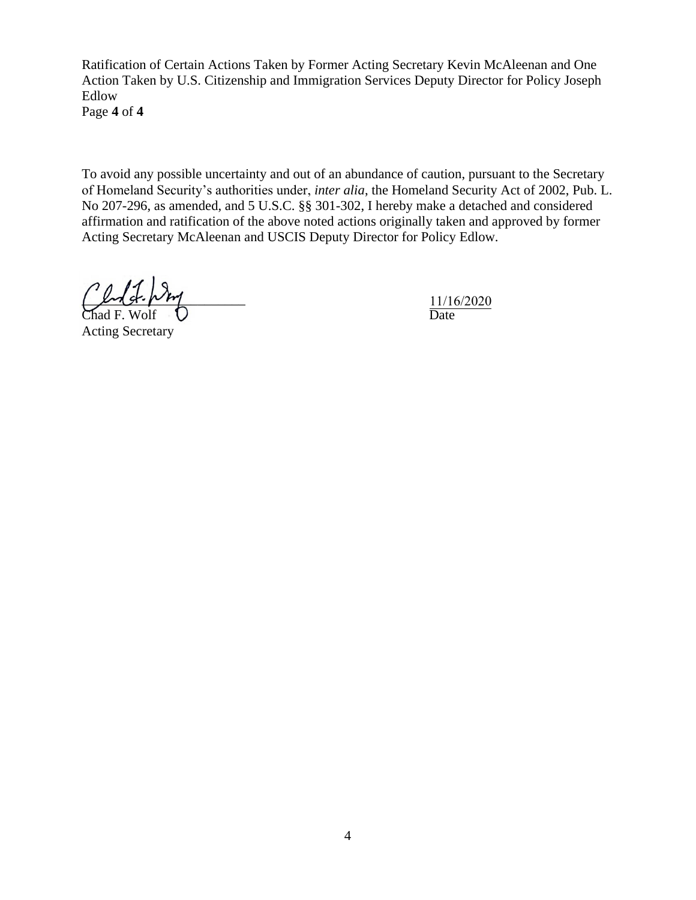To avoid any possible uncertainty and out of an abundance of caution, pursuant to the Secretary of Homeland Security's authorities under, *inter alia*, the Homeland Security Act of 2002, Pub. L. No 207-296, as amended, and 5 U.S.C. §§ 301-302, I hereby make a detached and considered affirmation and ratification of the above noted actions originally taken and approved by former Acting Secretary McAleenan and USCIS Deputy Director for Policy Edlow.

Chad F. Wolf
Acting Secretary

11/16/2020
Date